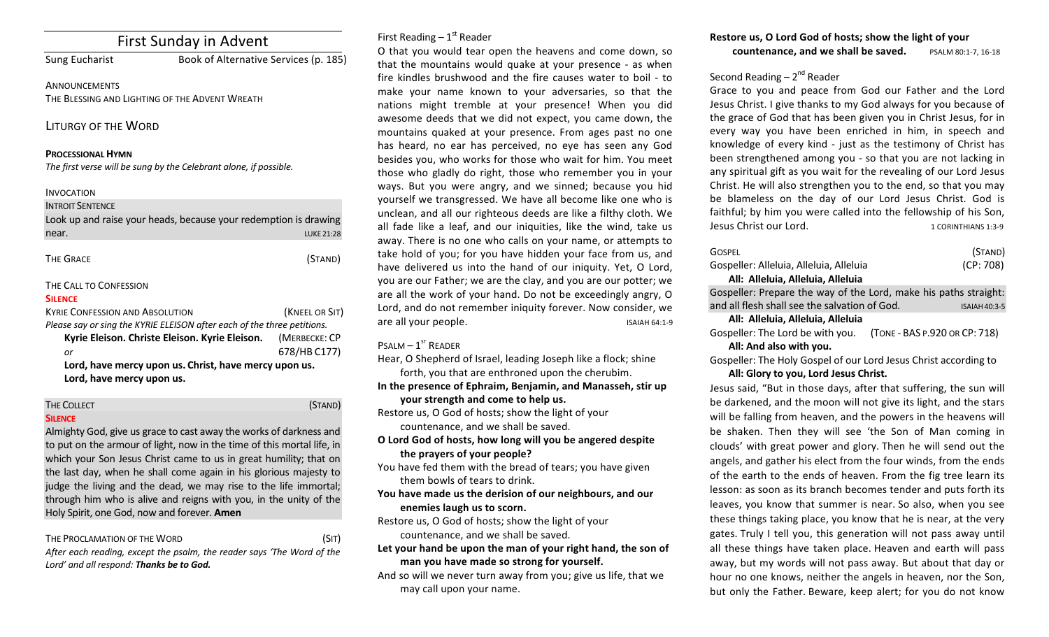# First Sunday in Advent

Sung Eucharist — Book of Alternative Services (p. 185)

ANNOUNCEMENTS

THE BLESSING AND LIGHTING OF THE ADVENT WREATH

## LITURGY OF THE WORD

**PROCESSIONAL HYMN**

*The first verse will be sung by the Celebrant alone, if possible.*

INVOCATION

INTROIT SENTENCE

Look up and raise your heads, because your redemption is drawing near. LUKE 21:28

THE GRACE (STAND)

THE CALL TO CONFESSION

**SILENCE**

KYRIE CONFESSION AND ABSOLUTION (KNEEL OR SIT)

*Please say or sing the KYRIE ELEISON after each of the three petitions.*

**Kyrie Eleison. Christe Eleison. Kyrie Eleison.** (MERBECKE: CP 678/HB C177)

*or*

**Lord, have mercy upon us. Christ, have mercy upon us. Lord, have mercy upon us.**

THE COLLECT (STAND)

**SILENCE**

Almighty God, give us grace to cast away the works of darkness and to put on the armour of light, now in the time of this mortal life, in which your Son Jesus Christ came to us in great humility; that on the last day, when he shall come again in his glorious majesty to judge the living and the dead, we may rise to the life immortal; through him who is alive and reigns with you, in the unity of the Holy Spirit, one God, now and forever. **Amen**

THE PROCLAMATION OF THE WORD (SIT)

*After each reading, except the psalm, the reader says 'The Word of the Lord' and all respond:* ***Thanks be to God.***

First Reading – 1st Reader

O that you would tear open the heavens and come down, so that the mountains would quake at your presence - as when fire kindles brushwood and the fire causes water to boil - to make your name known to your adversaries, so that the nations might tremble at your presence! When you did awesome deeds that we did not expect, you came down, the mountains quaked at your presence. From ages past no one has heard, no ear has perceived, no eye has seen any God besides you, who works for those who wait for him. You meet those who gladly do right, those who remember you in your ways. But you were angry, and we sinned; because you hid yourself we transgressed. We have all become like one who is unclean, and all our righteous deeds are like a filthy cloth. We all fade like a leaf, and our iniquities, like the wind, take us away. There is no one who calls on your name, or attempts to take hold of you; for you have hidden your face from us, and have delivered us into the hand of our iniquity. Yet, O Lord, you are our Father; we are the clay, and you are our potter; we are all the work of your hand. Do not be exceedingly angry, O Lord, and do not remember iniquity forever. Now consider, we are all your people. ISAIAH 64:1-9

PSALM – 1ST READER

Hear, O Shepherd of Israel, leading Joseph like a flock; shine forth, you that are enthroned upon the cherubim.

**In the presence of Ephraim, Benjamin, and Manasseh, stir up your strength and come to help us.**

Restore us, O God of hosts; show the light of your countenance, and we shall be saved.

**O Lord God of hosts, how long will you be angered despite the prayers of your people?**

You have fed them with the bread of tears; you have given them bowls of tears to drink.

**You have made us the derision of our neighbours, and our enemies laugh us to scorn.**

Restore us, O God of hosts; show the light of your countenance, and we shall be saved.

**Let your hand be upon the man of your right hand, the son of man you have made so strong for yourself.**

And so will we never turn away from you; give us life, that we may call upon your name.

**Restore us, O Lord God of hosts; show the light of your countenance, and we shall be saved.** PSALM 80:1-7, 16-18

Second Reading – 2nd Reader

Grace to you and peace from God our Father and the Lord Jesus Christ. I give thanks to my God always for you because of the grace of God that has been given you in Christ Jesus, for in every way you have been enriched in him, in speech and knowledge of every kind - just as the testimony of Christ has been strengthened among you - so that you are not lacking in any spiritual gift as you wait for the revealing of our Lord Jesus Christ. He will also strengthen you to the end, so that you may be blameless on the day of our Lord Jesus Christ. God is faithful; by him you were called into the fellowship of his Son, Jesus Christ our Lord. 1 CORINTHIANS 1:3-9

GOSPEL (STAND)

Gospeller: Alleluia, Alleluia, Alleluia (CP: 708)

**All: Alleluia, Alleluia, Alleluia**

Gospeller: Prepare the way of the Lord, make his paths straight: and all flesh shall see the salvation of God. ISAIAH 40:3-5

**All: Alleluia, Alleluia, Alleluia**

Gospeller: The Lord be with you. (TONE - BAS P.920 OR CP: 718)

**All: And also with you.**

Gospeller: The Holy Gospel of our Lord Jesus Christ according to

**All: Glory to you, Lord Jesus Christ.**

Jesus said, "But in those days, after that suffering, the sun will be darkened, and the moon will not give its light, and the stars will be falling from heaven, and the powers in the heavens will be shaken. Then they will see 'the Son of Man coming in clouds' with great power and glory. Then he will send out the angels, and gather his elect from the four winds, from the ends of the earth to the ends of heaven. From the fig tree learn its lesson: as soon as its branch becomes tender and puts forth its leaves, you know that summer is near. So also, when you see these things taking place, you know that he is near, at the very gates. Truly I tell you, this generation will not pass away until all these things have taken place. Heaven and earth will pass away, but my words will not pass away. But about that day or hour no one knows, neither the angels in heaven, nor the Son, but only the Father. Beware, keep alert; for you do not know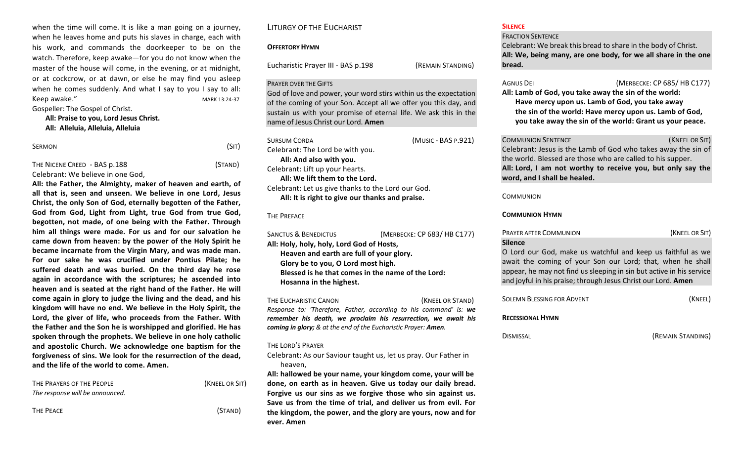when the time will come. It is like a man going on a journey, when he leaves home and puts his slaves in charge, each with his work, and commands the doorkeeper to be on the watch. Therefore, keep awake—for you do not know when the master of the house will come, in the evening, or at midnight, or at cockcrow, or at dawn, or else he may find you asleep when he comes suddenly. And what I say to you I say to all: Keep awake." MARK 13:24-37

Gospeller: The Gospel of Christ.

**All: Praise to you, Lord Jesus Christ.**

**All: Alleluia, Alleluia, Alleluia**

SERMON (SIT)

THE NICENE CREED - BAS p.188 (STAND)

Celebrant: We believe in one God,

**All: the Father, the Almighty, maker of heaven and earth, of all that is, seen and unseen. We believe in one Lord, Jesus Christ, the only Son of God, eternally begotten of the Father, God from God, Light from Light, true God from true God, begotten, not made, of one being with the Father. Through him all things were made. For us and for our salvation he came down from heaven: by the power of the Holy Spirit he became incarnate from the Virgin Mary, and was made man. For our sake he was crucified under Pontius Pilate; he suffered death and was buried. On the third day he rose again in accordance with the scriptures; he ascended into heaven and is seated at the right hand of the Father. He will come again in glory to judge the living and the dead, and his kingdom will have no end. We believe in the Holy Spirit, the Lord, the giver of life, who proceeds from the Father. With the Father and the Son he is worshipped and glorified. He has spoken through the prophets. We believe in one holy catholic and apostolic Church. We acknowledge one baptism for the forgiveness of sins. We look for the resurrection of the dead, and the life of the world to come. Amen.**

THE PRAYERS OF THE PEOPLE (KNEEL OR SIT)

*The response will be announced.*

THE PEACE (STAND)

## LITURGY OF THE EUCHARIST

**OFFERTORY HYMN**

Eucharistic Prayer III - BAS p.198 (REMAIN STANDING)

PRAYER OVER THE GIFTS

God of love and power, your word stirs within us the expectation of the coming of your Son. Accept all we offer you this day, and sustain us with your promise of eternal life. We ask this in the name of Jesus Christ our Lord. **Amen**

SURSUM CORDA (MUSIC - BAS P.921)

Celebrant: The Lord be with you.

**All: And also with you.**

Celebrant: Lift up your hearts.

**All: We lift them to the Lord.**

Celebrant: Let us give thanks to the Lord our God.

**All: It is right to give our thanks and praise.**

THE PREFACE

SANCTUS & BENEDICTUS (MERBECKE: CP 683/ HB C177)

**All: Holy, holy, holy, Lord God of Hosts,**
**Heaven and earth are full of your glory.**
**Glory be to you, O Lord most high.**
**Blessed is he that comes in the name of the Lord:**
**Hosanna in the highest.**

THE EUCHARISTIC CANON (KNEEL OR STAND)

*Response to: 'Therefore, Father, according to his command' is:* ***we remember his death, we proclaim his resurrection, we await his coming in glory;*** *& at the end of the Eucharistic Prayer:* ***Amen****.*

THE LORD'S PRAYER

Celebrant: As our Saviour taught us, let us pray. Our Father in heaven,

**All: hallowed be your name, your kingdom come, your will be done, on earth as in heaven. Give us today our daily bread. Forgive us our sins as we forgive those who sin against us. Save us from the time of trial, and deliver us from evil. For the kingdom, the power, and the glory are yours, now and for ever. Amen**

**SILENCE**

FRACTION SENTENCE

Celebrant: We break this bread to share in the body of Christ.

**All: We, being many, are one body, for we all share in the one bread.**

AGNUS DEI (MERBECKE: CP 685/ HB C177)

**All: Lamb of God, you take away the sin of the world:**
**Have mercy upon us. Lamb of God, you take away**
**the sin of the world: Have mercy upon us. Lamb of God,**
**you take away the sin of the world: Grant us your peace.**

COMMUNION SENTENCE (KNEEL OR SIT)

Celebrant: Jesus is the Lamb of God who takes away the sin of the world. Blessed are those who are called to his supper.

**All: Lord, I am not worthy to receive you, but only say the word, and I shall be healed.**

COMMUNION

**COMMUNION HYMN**

PRAYER AFTER COMMUNION (KNEEL OR SIT)

**Silence**

O Lord our God, make us watchful and keep us faithful as we await the coming of your Son our Lord; that, when he shall appear, he may not find us sleeping in sin but active in his service and joyful in his praise; through Jesus Christ our Lord. **Amen**

SOLEMN BLESSING FOR ADVENT (KNEEL)

**RECESSIONAL HYMN**

DISMISSAL (REMAIN STANDING)